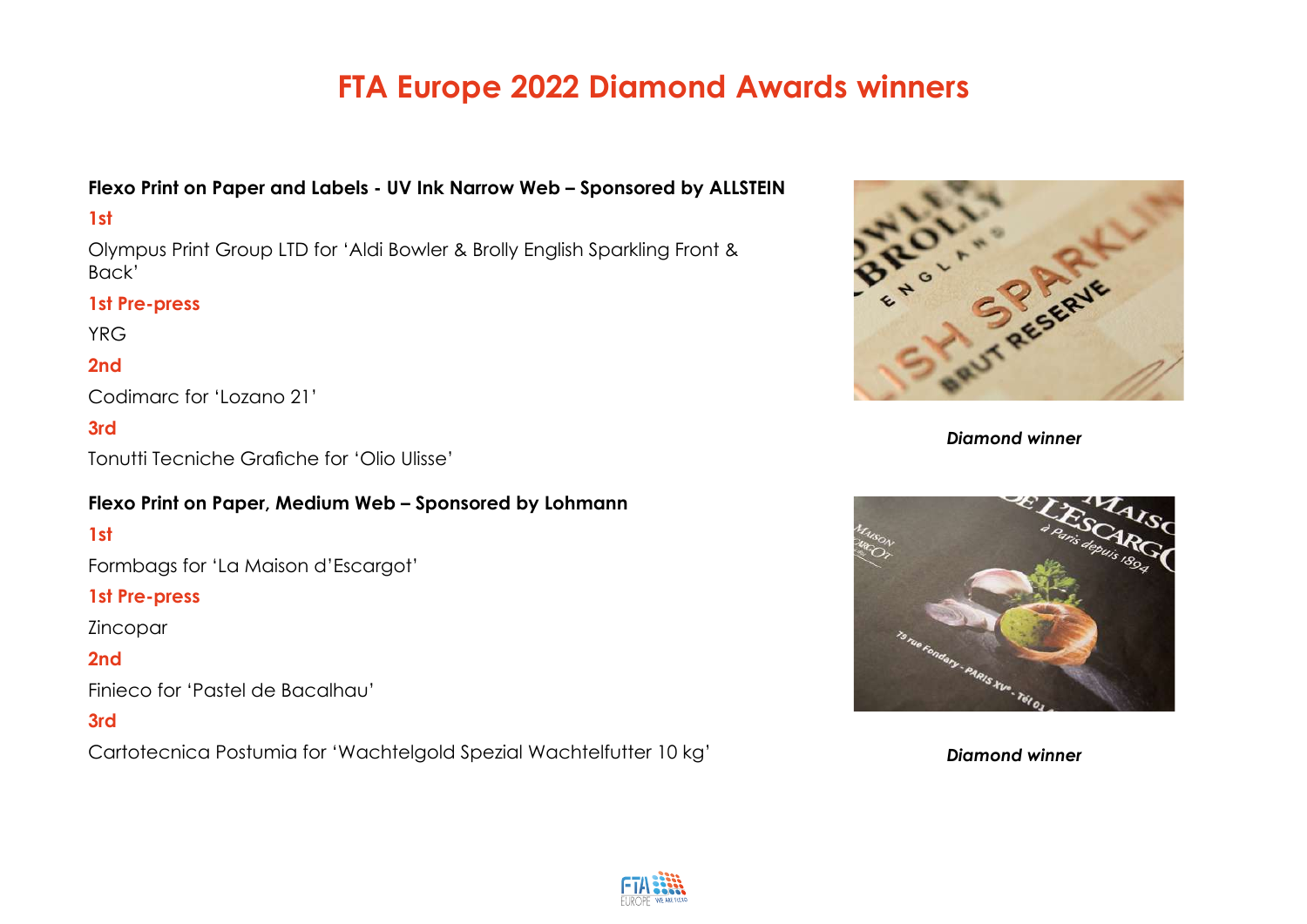# FTA Europe 2022 Diamond Awards winners

**Flexo Print on Paper and Labels - UV Ink Narrow Web – Sponsored by ALLSTEIN**

**1st**

Olympus Print Group LTD for 'Aldi Bowler & Brolly English Sparkling Front & Back'

**1st Pre-press**

YRG

**2nd**

Codimarc for 'Lozano 21'

**3rd**

Tonutti Tecniche Grafiche for 'Olio Ulisse'

**Flexo Print on Paper, Medium Web – Sponsored by Lohmann**

**1st**

Formbags for 'La Maison d'Escargot'

**1st Pre-press**

Zincopar

**2nd**

Finieco for 'Pastel de Bacalhau'

**3rd**

Cartotecnica Postumia for 'Wachtelgold Spezial Wachtelfutter 10 kg'

***Diamond winner***

***Diamond winner***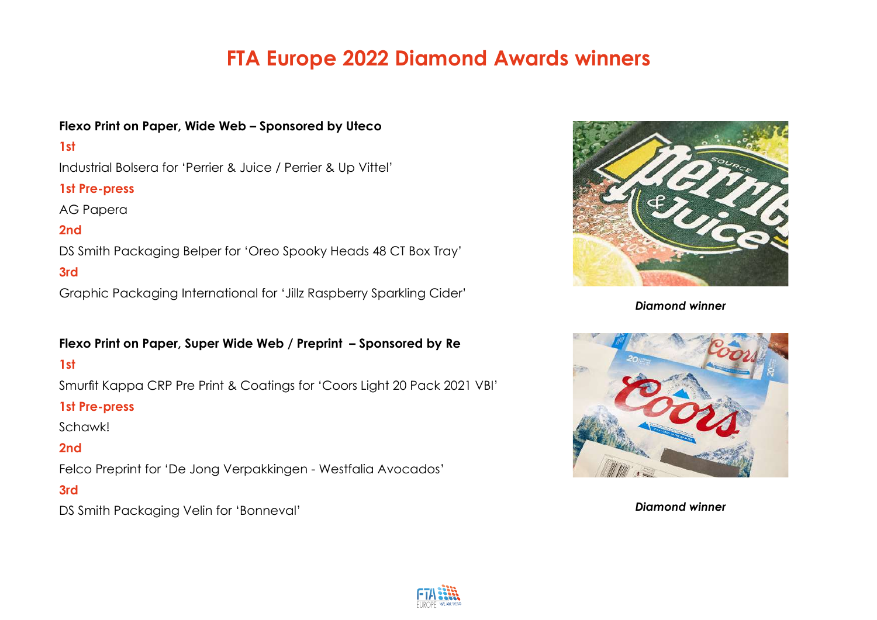# FTA Europe 2022 Diamond Awards winners

**Flexo Print on Paper, Wide Web – Sponsored by Uteco**

**1st**

Industrial Bolsera for 'Perrier & Juice / Perrier & Up Vittel'

**1st Pre-press**

AG Papera

**2nd**

DS Smith Packaging Belper for 'Oreo Spooky Heads 48 CT Box Tray'

**3rd**

Graphic Packaging International for 'Jillz Raspberry Sparkling Cider'

***Diamond winner***

**Flexo Print on Paper, Super Wide Web / Preprint – Sponsored by Re**

**1st**

Smurfit Kappa CRP Pre Print & Coatings for 'Coors Light 20 Pack 2021 VBI'

**1st Pre-press**

Schawk!

**2nd**

Felco Preprint for 'De Jong Verpakkingen - Westfalia Avocados'

**3rd**

DS Smith Packaging Velin for 'Bonneval'

***Diamond winner***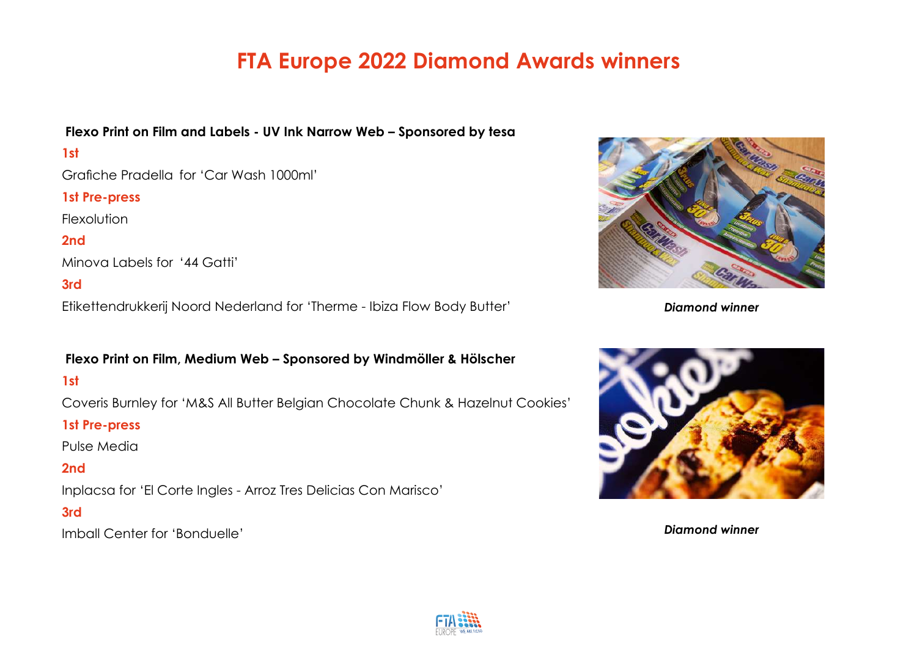# FTA Europe 2022 Diamond Awards winners

**Flexo Print on Film and Labels - UV Ink Narrow Web – Sponsored by tesa**

**1st**

Grafiche Pradella for 'Car Wash 1000ml'

**1st Pre-press**

Flexolution

**2nd**

Minova Labels for '44 Gatti'

**3rd**

Etikettendrukkerij Noord Nederland for 'Therme - Ibiza Flow Body Butter'

***Diamond winner***

**Flexo Print on Film, Medium Web – Sponsored by Windmöller & Hölscher**

**1st**

Coveris Burnley for 'M&S All Butter Belgian Chocolate Chunk & Hazelnut Cookies'

**1st Pre-press**

Pulse Media

**2nd**

Inplacsa for 'El Corte Ingles - Arroz Tres Delicias Con Marisco'

**3rd**

Imball Center for 'Bonduelle'

***Diamond winner***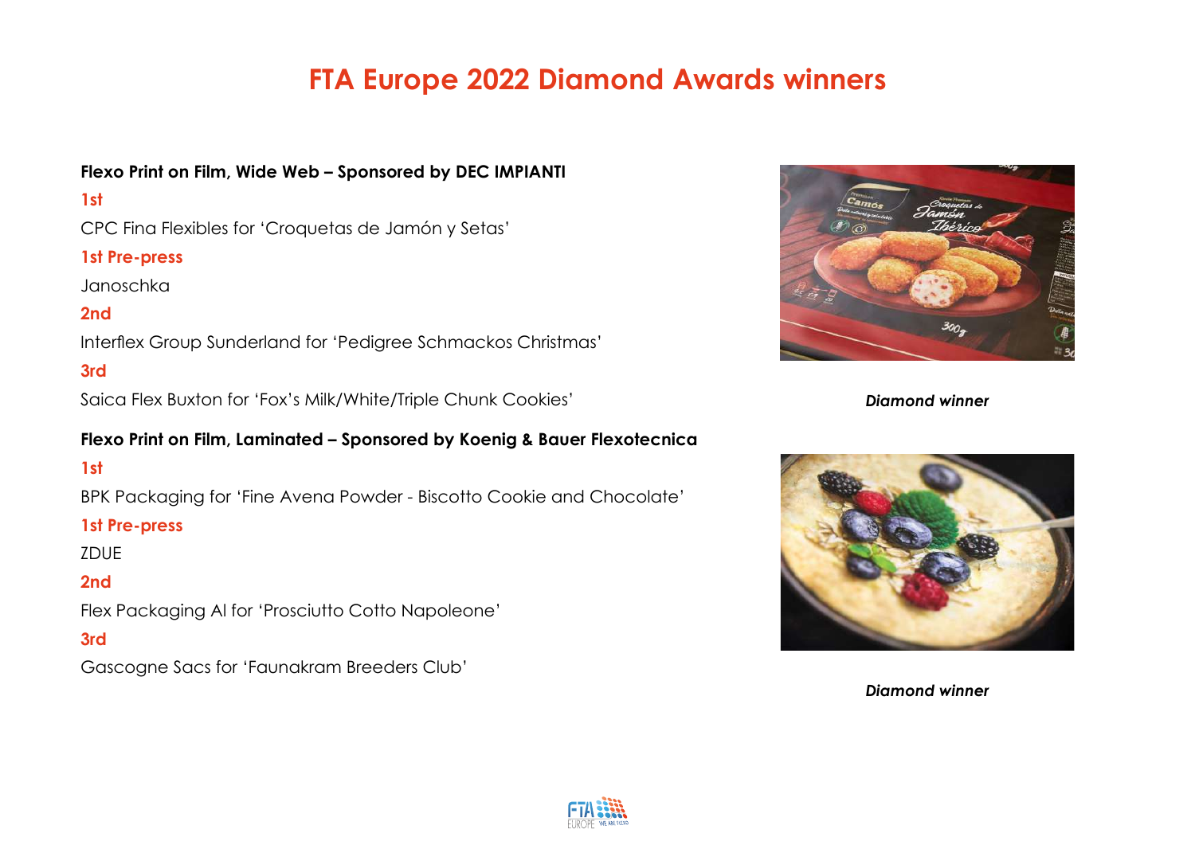# FTA Europe 2022 Diamond Awards winners

**Flexo Print on Film, Wide Web – Sponsored by DEC IMPIANTI**

**1st**

CPC Fina Flexibles for ‘Croquetas de Jamón y Setas’

**1st Pre-press**

Janoschka

**2nd**

Interflex Group Sunderland for ‘Pedigree Schmackos Christmas’

**3rd**

Saica Flex Buxton for ‘Fox’s Milk/White/Triple Chunk Cookies’

***Diamond winner***

**Flexo Print on Film, Laminated – Sponsored by Koenig & Bauer Flexotecnica**

**1st**

BPK Packaging for ‘Fine Avena Powder - Biscotto Cookie and Chocolate’

**1st Pre-press**

ZDUE

**2nd**

Flex Packaging AI for ‘Prosciutto Cotto Napoleone’

**3rd**

Gascogne Sacs for ‘Faunakram Breeders Club’

***Diamond winner***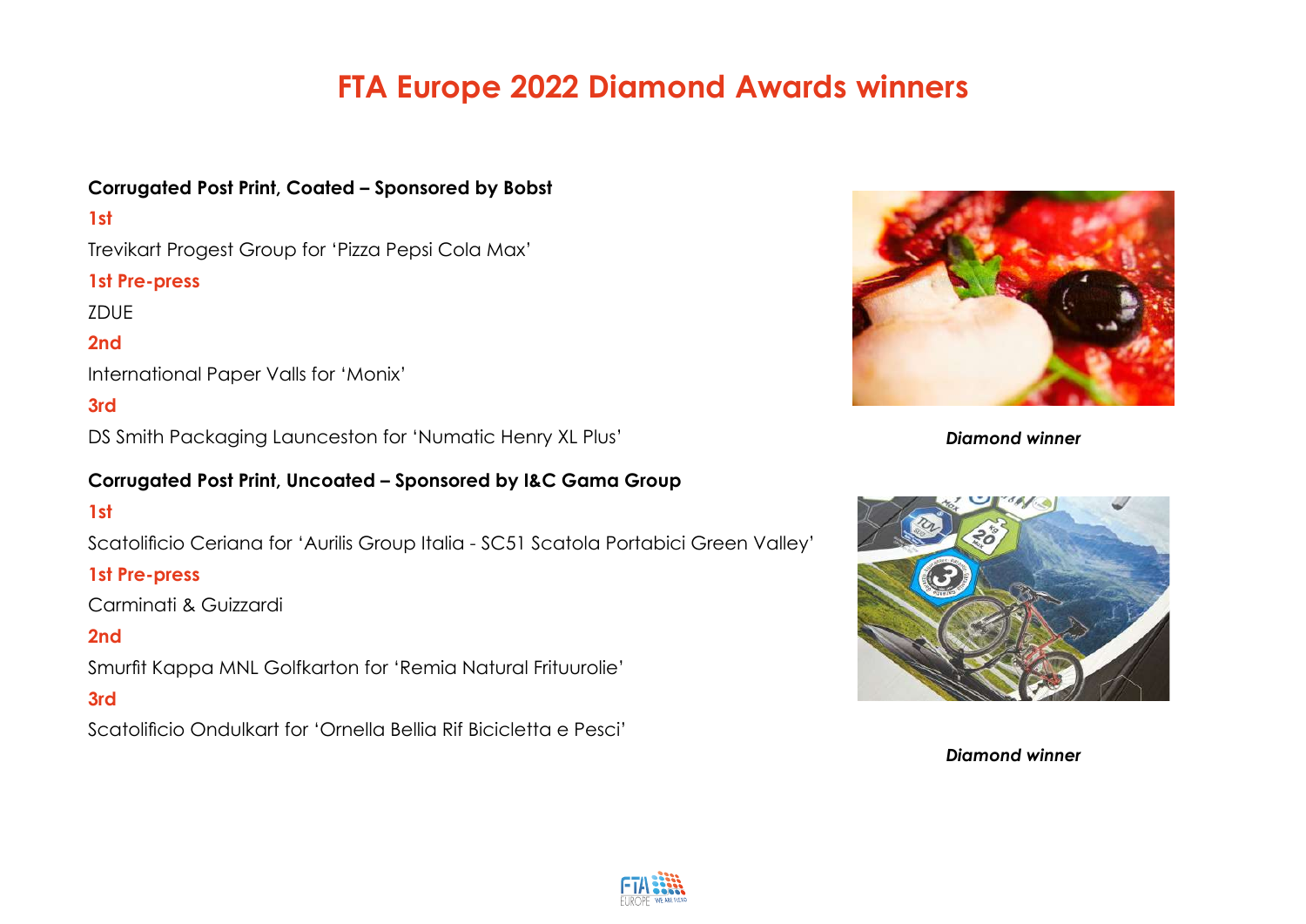# FTA Europe 2022 Diamond Awards winners

**Corrugated Post Print, Coated – Sponsored by Bobst**

**1st**

Trevikart Progest Group for 'Pizza Pepsi Cola Max'

**1st Pre-press**

ZDUE

**2nd**

International Paper Valls for 'Monix'

**3rd**

DS Smith Packaging Launceston for 'Numatic Henry XL Plus'

***Diamond winner***

**Corrugated Post Print, Uncoated – Sponsored by I&C Gama Group**

**1st**

Scatolificio Ceriana for 'Aurilis Group Italia - SC51 Scatola Portabici Green Valley'

**1st Pre-press**

Carminati & Guizzardi

**2nd**

Smurfit Kappa MNL Golfkarton for 'Remia Natural Frituurolie'

**3rd**

Scatolificio Ondulkart for 'Ornella Bellia Rif Bicicletta e Pesci'

***Diamond winner***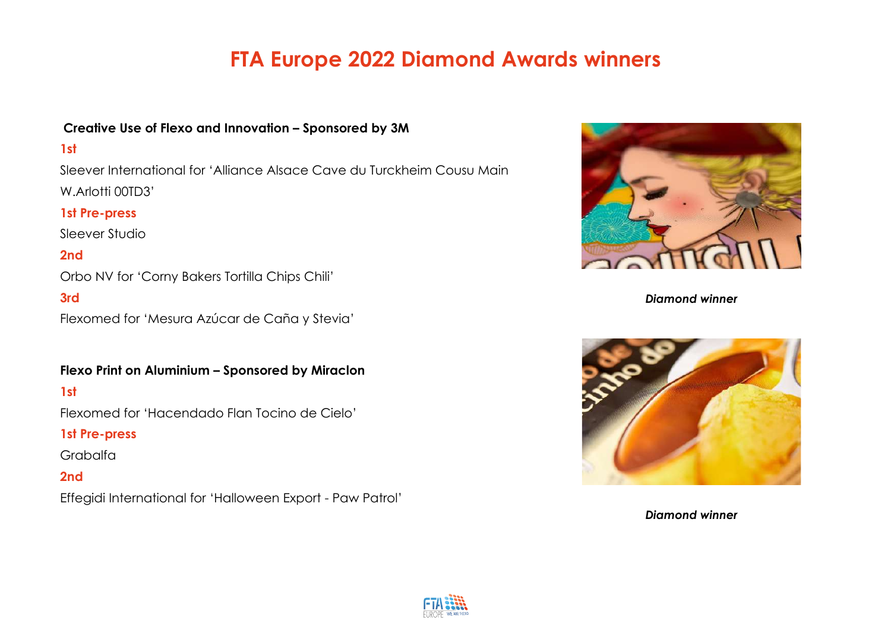# FTA Europe 2022 Diamond Awards winners

**Creative Use of Flexo and Innovation – Sponsored by 3M**

**1st**

Sleever International for 'Alliance Alsace Cave du Turckheim Cousu Main W.Arlotti 00TD3'

**1st Pre-press**

Sleever Studio

**2nd**

Orbo NV for 'Corny Bakers Tortilla Chips Chili'

**3rd**

Flexomed for 'Mesura Azúcar de Caña y Stevia'

*Diamond winner*

**Flexo Print on Aluminium – Sponsored by Miraclon**

**1st**

Flexomed for 'Hacendado Flan Tocino de Cielo'

**1st Pre-press**

Grabalfa

**2nd**

Effegidi International for 'Halloween Export - Paw Patrol'

*Diamond winner*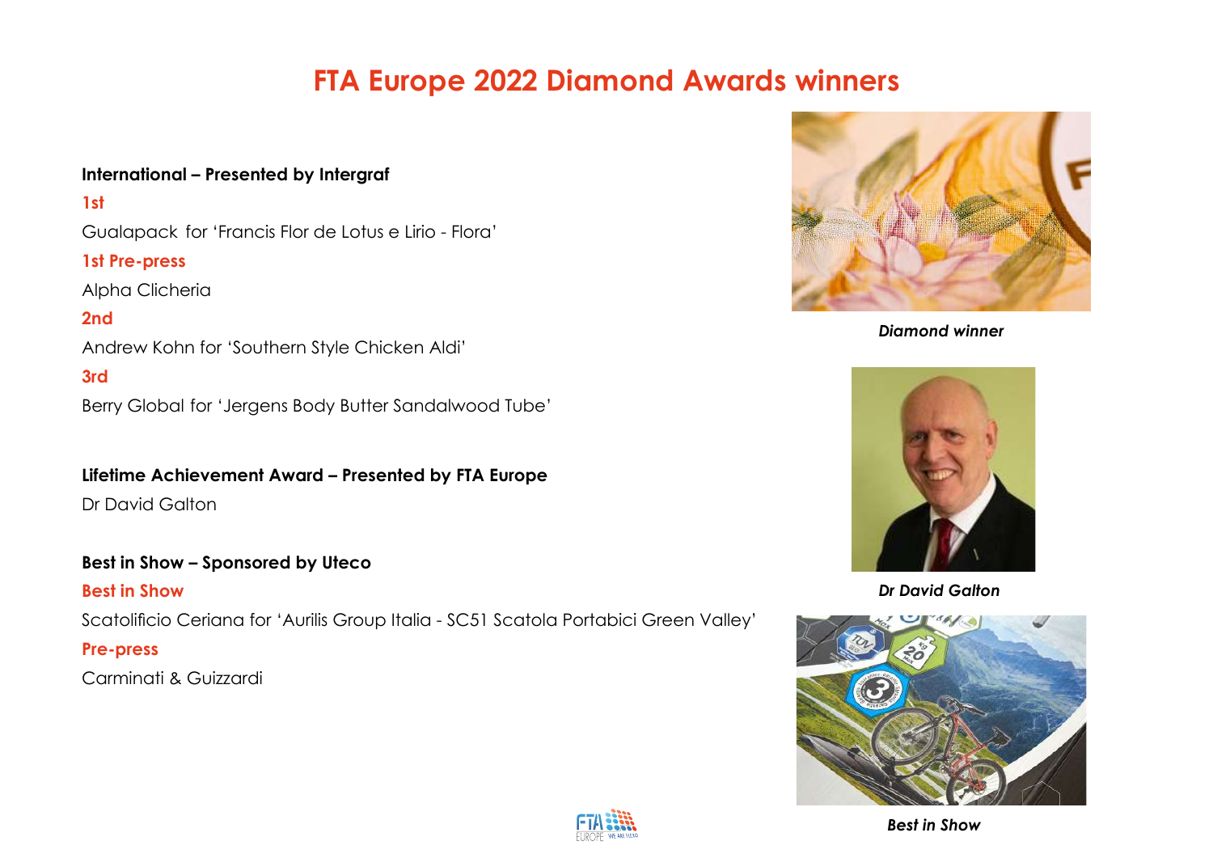# FTA Europe 2022 Diamond Awards winners

**International – Presented by Intergraf**

**1st**

Gualapack for 'Francis Flor de Lotus e Lirio - Flora'

**1st Pre-press**

Alpha Clicheria

**2nd**

Andrew Kohn for 'Southern Style Chicken Aldi'

**3rd**

Berry Global for 'Jergens Body Butter Sandalwood Tube'

**Lifetime Achievement Award – Presented by FTA Europe**

Dr David Galton

**Best in Show – Sponsored by Uteco**

**Best in Show**

Scatolificio Ceriana for 'Aurilis Group Italia - SC51 Scatola Portabici Green Valley'

**Pre-press**

Carminati & Guizzardi

*Diamond winner*

*Dr David Galton*

*Best in Show*